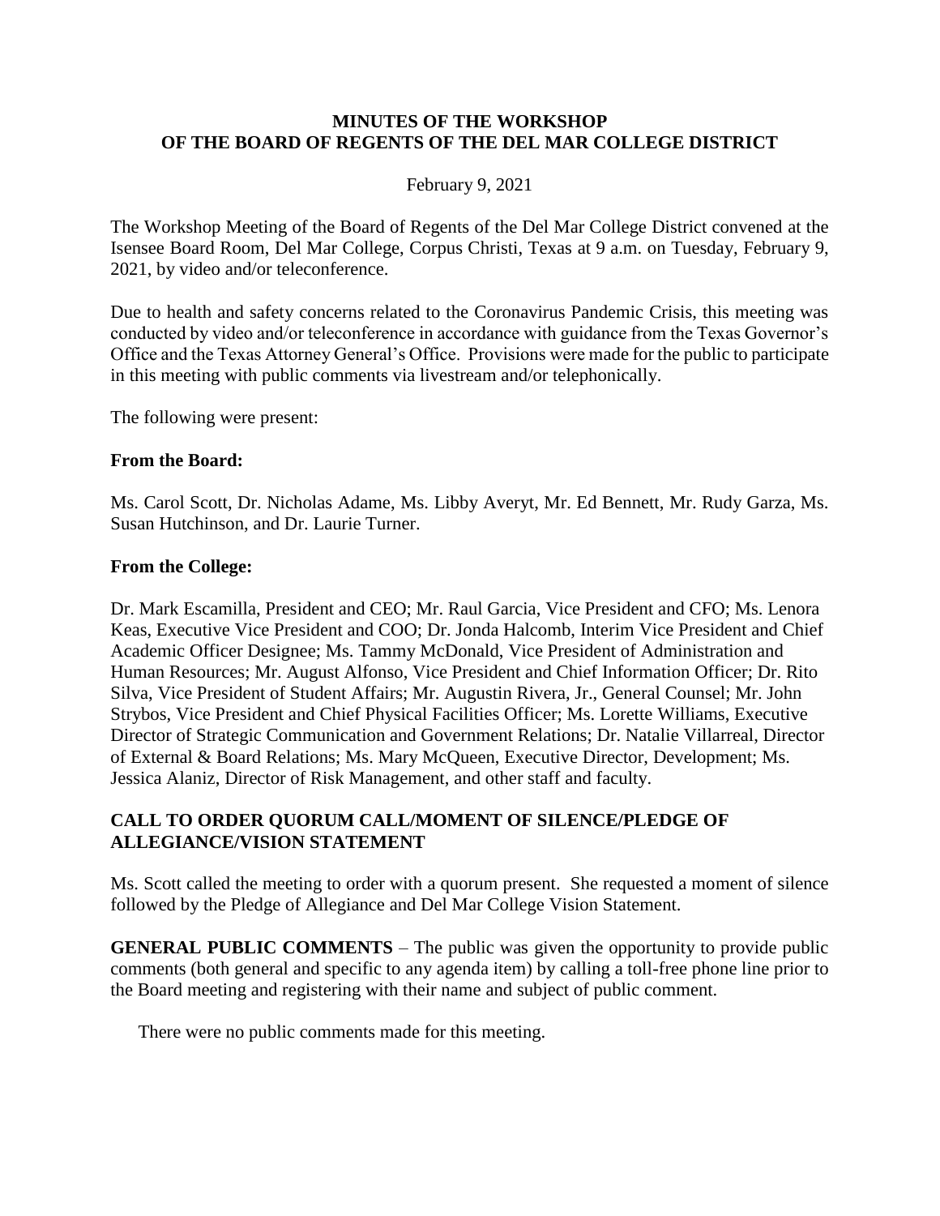# MINUTES OF THE WORKSHOP OF THE BOARD OF REGENTS OF THE DEL MAR COLLEGE DISTRICT

February 9, 2021

The Workshop Meeting of the Board of Regents of the Del Mar College District convened at the Isensee Board Room, Del Mar College, Corpus Christi, Texas at 9 a.m. on Tuesday, February 9, 2021, by video and/or teleconference.

Due to health and safety concerns related to the Coronavirus Pandemic Crisis, this meeting was conducted by video and/or teleconference in accordance with guidance from the Texas Governor's Office and the Texas Attorney General's Office. Provisions were made for the public to participate in this meeting with public comments via livestream and/or telephonically.

The following were present:

**From the Board:**

Ms. Carol Scott, Dr. Nicholas Adame, Ms. Libby Averyt, Mr. Ed Bennett, Mr. Rudy Garza, Ms. Susan Hutchinson, and Dr. Laurie Turner.

**From the College:**

Dr. Mark Escamilla, President and CEO; Mr. Raul Garcia, Vice President and CFO; Ms. Lenora Keas, Executive Vice President and COO; Dr. Jonda Halcomb, Interim Vice President and Chief Academic Officer Designee; Ms. Tammy McDonald, Vice President of Administration and Human Resources; Mr. August Alfonso, Vice President and Chief Information Officer; Dr. Rito Silva, Vice President of Student Affairs; Mr. Augustin Rivera, Jr., General Counsel; Mr. John Strybos, Vice President and Chief Physical Facilities Officer; Ms. Lorette Williams, Executive Director of Strategic Communication and Government Relations; Dr. Natalie Villarreal, Director of External & Board Relations; Ms. Mary McQueen, Executive Director, Development; Ms. Jessica Alaniz, Director of Risk Management, and other staff and faculty.

## CALL TO ORDER QUORUM CALL/MOMENT OF SILENCE/PLEDGE OF ALLEGIANCE/VISION STATEMENT

Ms. Scott called the meeting to order with a quorum present. She requested a moment of silence followed by the Pledge of Allegiance and Del Mar College Vision Statement.

**GENERAL PUBLIC COMMENTS** – The public was given the opportunity to provide public comments (both general and specific to any agenda item) by calling a toll-free phone line prior to the Board meeting and registering with their name and subject of public comment.

There were no public comments made for this meeting.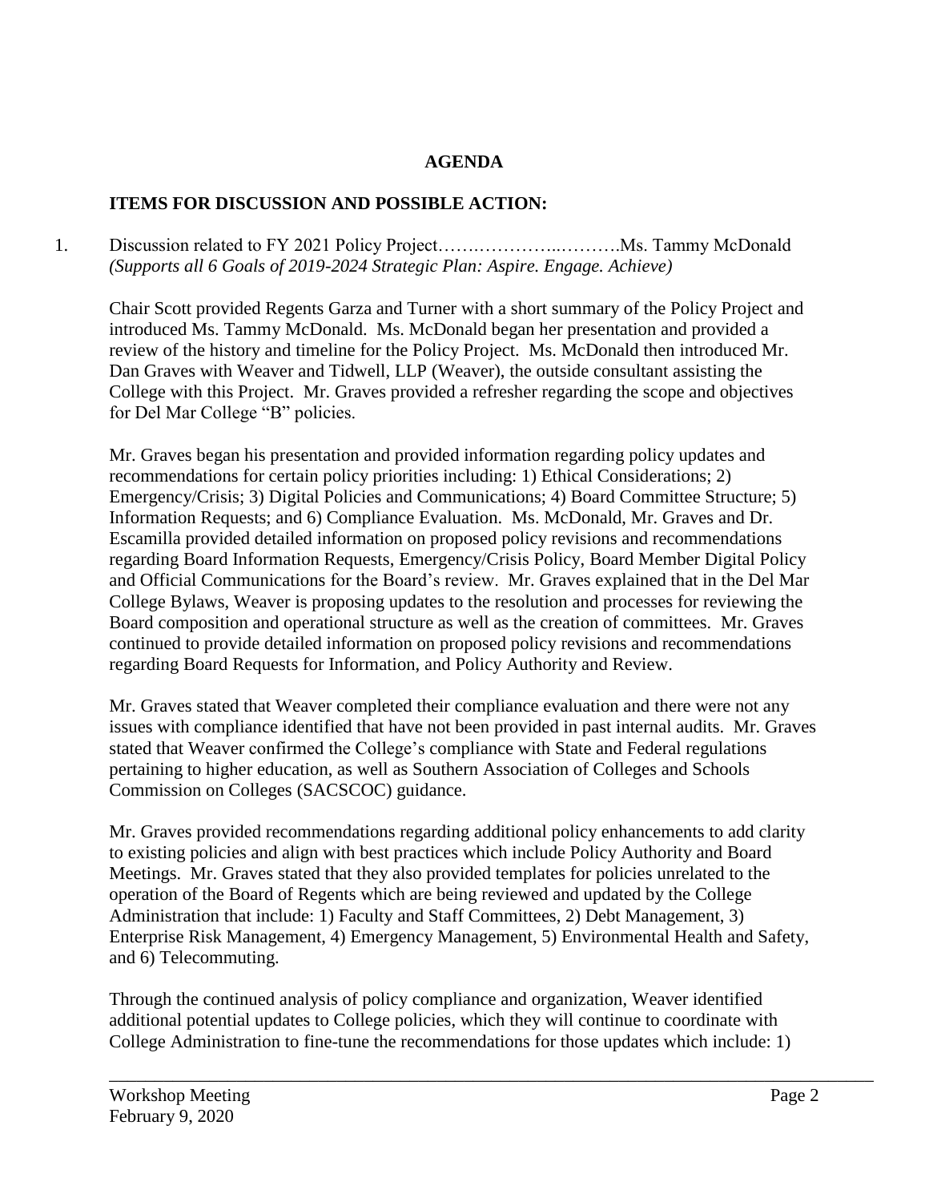**AGENDA**

**ITEMS FOR DISCUSSION AND POSSIBLE ACTION:**

1. Discussion related to FY 2021 Policy Project…….…………..……….Ms. Tammy McDonald
   *(Supports all 6 Goals of 2019-2024 Strategic Plan: Aspire. Engage. Achieve)*

   Chair Scott provided Regents Garza and Turner with a short summary of the Policy Project and introduced Ms. Tammy McDonald. Ms. McDonald began her presentation and provided a review of the history and timeline for the Policy Project. Ms. McDonald then introduced Mr. Dan Graves with Weaver and Tidwell, LLP (Weaver), the outside consultant assisting the College with this Project. Mr. Graves provided a refresher regarding the scope and objectives for Del Mar College "B" policies.

   Mr. Graves began his presentation and provided information regarding policy updates and recommendations for certain policy priorities including: 1) Ethical Considerations; 2) Emergency/Crisis; 3) Digital Policies and Communications; 4) Board Committee Structure; 5) Information Requests; and 6) Compliance Evaluation. Ms. McDonald, Mr. Graves and Dr. Escamilla provided detailed information on proposed policy revisions and recommendations regarding Board Information Requests, Emergency/Crisis Policy, Board Member Digital Policy and Official Communications for the Board's review. Mr. Graves explained that in the Del Mar College Bylaws, Weaver is proposing updates to the resolution and processes for reviewing the Board composition and operational structure as well as the creation of committees. Mr. Graves continued to provide detailed information on proposed policy revisions and recommendations regarding Board Requests for Information, and Policy Authority and Review.

   Mr. Graves stated that Weaver completed their compliance evaluation and there were not any issues with compliance identified that have not been provided in past internal audits. Mr. Graves stated that Weaver confirmed the College's compliance with State and Federal regulations pertaining to higher education, as well as Southern Association of Colleges and Schools Commission on Colleges (SACSCOC) guidance.

   Mr. Graves provided recommendations regarding additional policy enhancements to add clarity to existing policies and align with best practices which include Policy Authority and Board Meetings. Mr. Graves stated that they also provided templates for policies unrelated to the operation of the Board of Regents which are being reviewed and updated by the College Administration that include: 1) Faculty and Staff Committees, 2) Debt Management, 3) Enterprise Risk Management, 4) Emergency Management, 5) Environmental Health and Safety, and 6) Telecommuting.

   Through the continued analysis of policy compliance and organization, Weaver identified additional potential updates to College policies, which they will continue to coordinate with College Administration to fine-tune the recommendations for those updates which include: 1)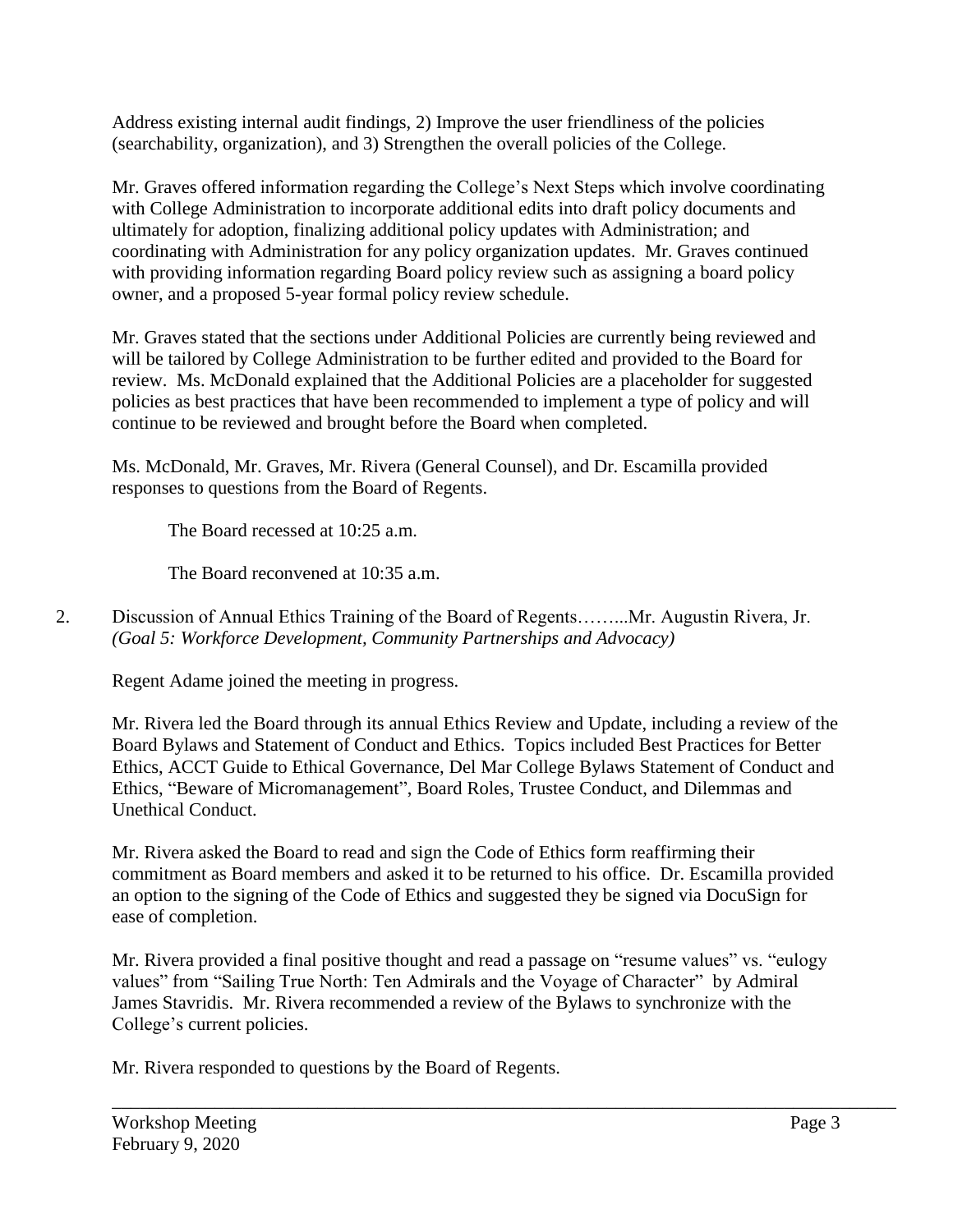Address existing internal audit findings, 2) Improve the user friendliness of the policies (searchability, organization), and 3) Strengthen the overall policies of the College.

Mr. Graves offered information regarding the College's Next Steps which involve coordinating with College Administration to incorporate additional edits into draft policy documents and ultimately for adoption, finalizing additional policy updates with Administration; and coordinating with Administration for any policy organization updates. Mr. Graves continued with providing information regarding Board policy review such as assigning a board policy owner, and a proposed 5-year formal policy review schedule.

Mr. Graves stated that the sections under Additional Policies are currently being reviewed and will be tailored by College Administration to be further edited and provided to the Board for review. Ms. McDonald explained that the Additional Policies are a placeholder for suggested policies as best practices that have been recommended to implement a type of policy and will continue to be reviewed and brought before the Board when completed.

Ms. McDonald, Mr. Graves, Mr. Rivera (General Counsel), and Dr. Escamilla provided responses to questions from the Board of Regents.

The Board recessed at 10:25 a.m.

The Board reconvened at 10:35 a.m.

2. Discussion of Annual Ethics Training of the Board of Regents……...Mr. Augustin Rivera, Jr. *(Goal 5: Workforce Development, Community Partnerships and Advocacy)*

Regent Adame joined the meeting in progress.

Mr. Rivera led the Board through its annual Ethics Review and Update, including a review of the Board Bylaws and Statement of Conduct and Ethics. Topics included Best Practices for Better Ethics, ACCT Guide to Ethical Governance, Del Mar College Bylaws Statement of Conduct and Ethics, "Beware of Micromanagement", Board Roles, Trustee Conduct, and Dilemmas and Unethical Conduct.

Mr. Rivera asked the Board to read and sign the Code of Ethics form reaffirming their commitment as Board members and asked it to be returned to his office. Dr. Escamilla provided an option to the signing of the Code of Ethics and suggested they be signed via DocuSign for ease of completion.

Mr. Rivera provided a final positive thought and read a passage on "resume values" vs. "eulogy values" from "Sailing True North: Ten Admirals and the Voyage of Character" by Admiral James Stavridis. Mr. Rivera recommended a review of the Bylaws to synchronize with the College's current policies.

Mr. Rivera responded to questions by the Board of Regents.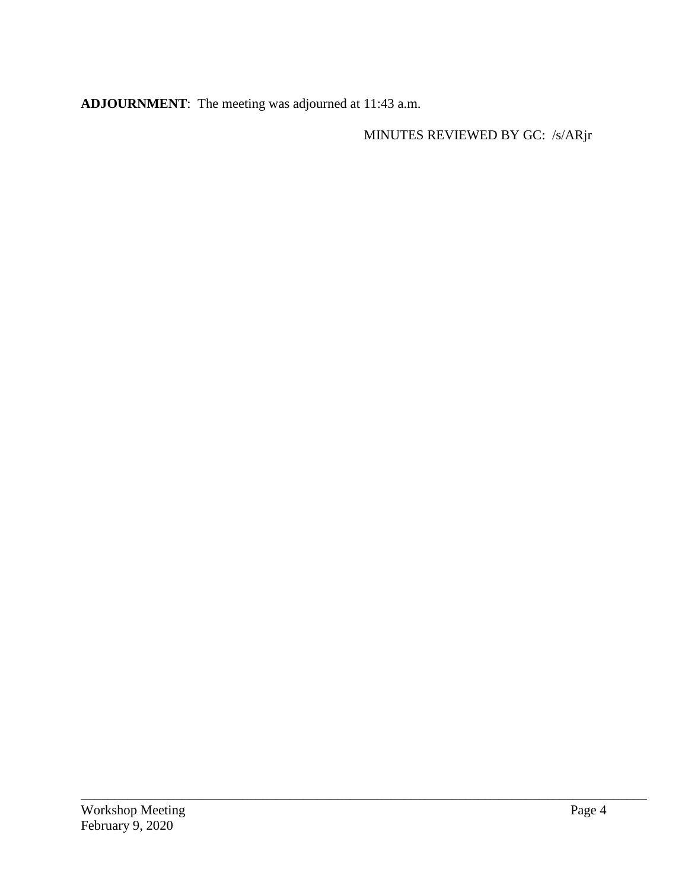**ADJOURNMENT**: The meeting was adjourned at 11:43 a.m.

MINUTES REVIEWED BY GC: /s/ARjr